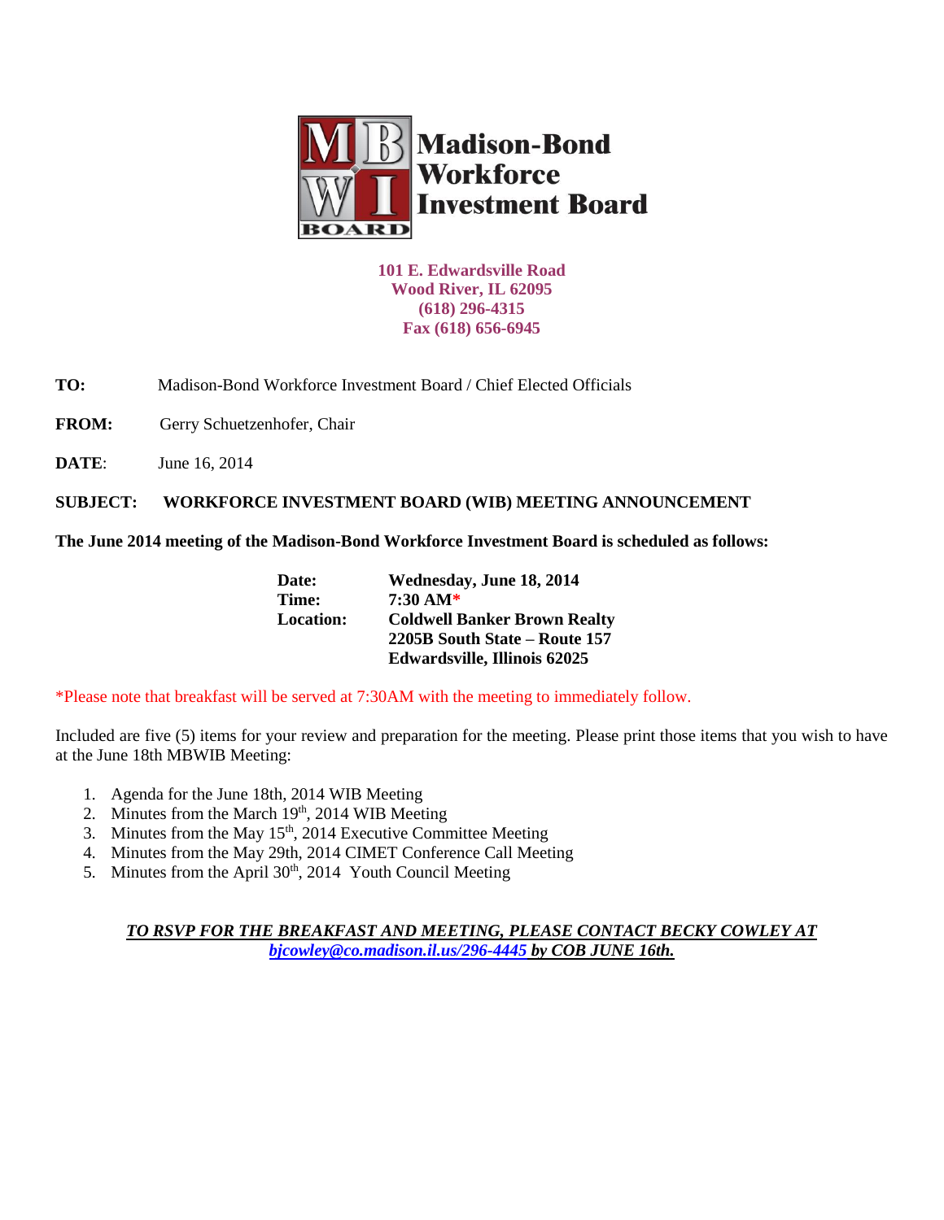# Madison-Bond Workforce Investment Board

**101 E. Edwardsville Road**
**Wood River, IL 62095**
**(618) 296-4315**
**Fax (618) 656-6945**

**TO:** Madison-Bond Workforce Investment Board / Chief Elected Officials

**FROM:** Gerry Schuetzenhofer, Chair

**DATE**: June 16, 2014

**SUBJECT: WORKFORCE INVESTMENT BOARD (WIB) MEETING ANNOUNCEMENT**

**The June 2014 meeting of the Madison-Bond Workforce Investment Board is scheduled as follows:**

**Date:** **Wednesday, June 18, 2014**
**Time:** **7:30 AM***
**Location:** **Coldwell Banker Brown Realty**
**2205B South State – Route 157**
**Edwardsville, Illinois 62025**

*Please note that breakfast will be served at 7:30AM with the meeting to immediately follow.

Included are five (5) items for your review and preparation for the meeting. Please print those items that you wish to have at the June 18th MBWIB Meeting:

1. Agenda for the June 18th, 2014 WIB Meeting
2. Minutes from the March 19th, 2014 WIB Meeting
3. Minutes from the May 15th, 2014 Executive Committee Meeting
4. Minutes from the May 29th, 2014 CIMET Conference Call Meeting
5. Minutes from the April 30th, 2014 Youth Council Meeting

***TO RSVP FOR THE BREAKFAST AND MEETING, PLEASE CONTACT BECKY COWLEY AT bjcowley@co.madison.il.us/296-4445 by COB JUNE 16th.***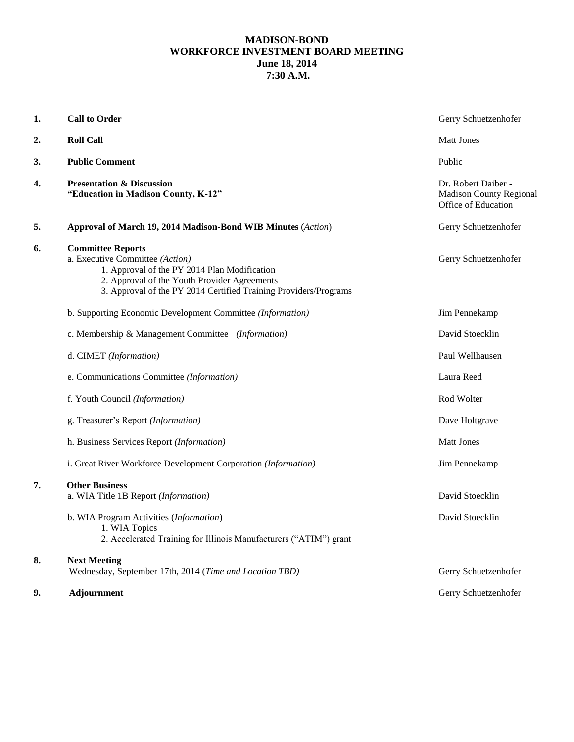# MADISON-BOND
## WORKFORCE INVESTMENT BOARD MEETING
**June 18, 2014**
**7:30 A.M.**

| | | |
|---|---|---|
| **1.** | **Call to Order** | Gerry Schuetzenhofer |
| **2.** | **Roll Call** | Matt Jones |
| **3.** | **Public Comment** | Public |
| **4.** | **Presentation & Discussion**<br>**"Education in Madison County, K-12"** | Dr. Robert Daiber - Madison County Regional Office of Education |
| **5.** | **Approval of March 19, 2014 Madison-Bond WIB Minutes** (*Action*) | Gerry Schuetzenhofer |
| **6.** | **Committee Reports**<br>a. Executive Committee *(Action)*<br>1. Approval of the PY 2014 Plan Modification<br>2. Approval of the Youth Provider Agreements<br>3. Approval of the PY 2014 Certified Training Providers/Programs | Gerry Schuetzenhofer |
| | b. Supporting Economic Development Committee *(Information)* | Jim Pennekamp |
| | c. Membership & Management Committee *(Information)* | David Stoecklin |
| | d. CIMET *(Information)* | Paul Wellhausen |
| | e. Communications Committee *(Information)* | Laura Reed |
| | f. Youth Council *(Information)* | Rod Wolter |
| | g. Treasurer's Report *(Information)* | Dave Holtgrave |
| | h. Business Services Report *(Information)* | Matt Jones |
| | i. Great River Workforce Development Corporation *(Information)* | Jim Pennekamp |
| **7.** | **Other Business**<br>a. WIA-Title 1B Report *(Information)* | David Stoecklin |
| | b. WIA Program Activities (*Information*)<br>1. WIA Topics<br>2. Accelerated Training for Illinois Manufacturers ("ATIM") grant | David Stoecklin |
| **8.** | **Next Meeting**<br>Wednesday, September 17th, 2014 (*Time and Location TBD)* | Gerry Schuetzenhofer |
| **9.** | **Adjournment** | Gerry Schuetzenhofer |